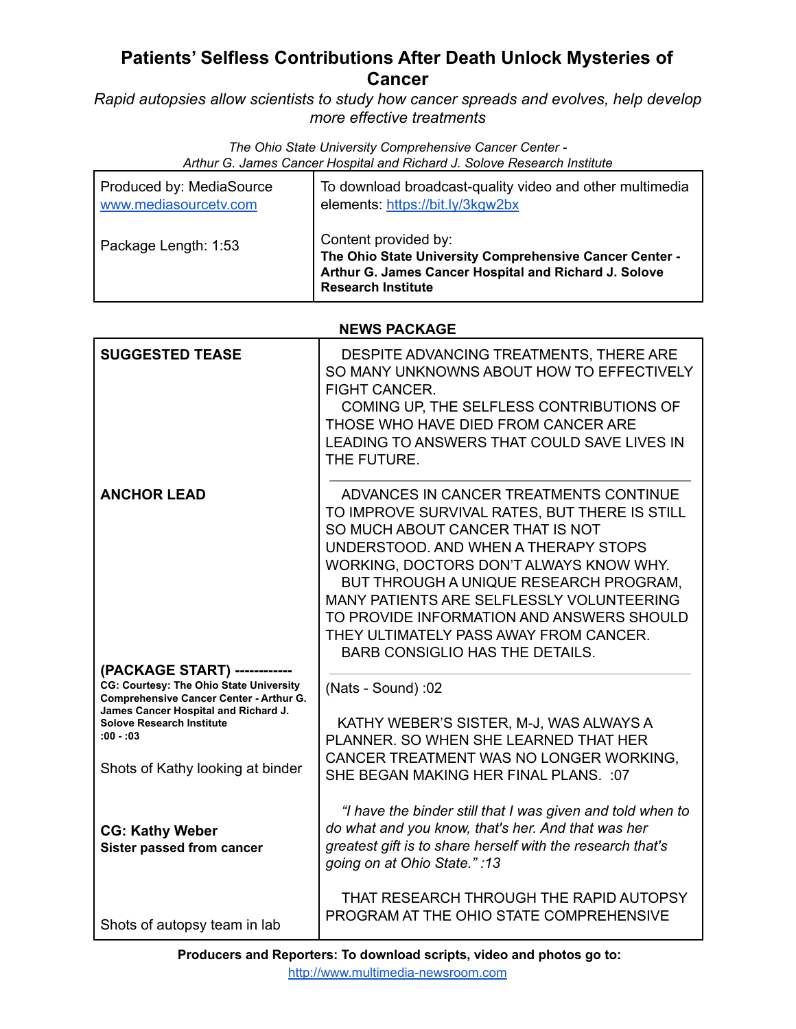# Patients' Selfless Contributions After Death Unlock Mysteries of Cancer

*Rapid autopsies allow scientists to study how cancer spreads and evolves, help develop more effective treatments*

*The Ohio State University Comprehensive Cancer Center - Arthur G. James Cancer Hospital and Richard J. Solove Research Institute*

| | |
|---|---|
| Produced by: MediaSource [www.mediasourcetv.com](www.mediasourcetv.com) | To download broadcast-quality video and other multimedia elements: [https://bit.ly/3kgw2bx](https://bit.ly/3kgw2bx) |
| Package Length: 1:53 | Content provided by: **The Ohio State University Comprehensive Cancer Center - Arthur G. James Cancer Hospital and Richard J. Solove Research Institute** |

**NEWS PACKAGE**

| | |
|---|---|
| **SUGGESTED TEASE** | DESPITE ADVANCING TREATMENTS, THERE ARE SO MANY UNKNOWNS ABOUT HOW TO EFFECTIVELY FIGHT CANCER. COMING UP, THE SELFLESS CONTRIBUTIONS OF THOSE WHO HAVE DIED FROM CANCER ARE LEADING TO ANSWERS THAT COULD SAVE LIVES IN THE FUTURE. |
| **ANCHOR LEAD** | ADVANCES IN CANCER TREATMENTS CONTINUE TO IMPROVE SURVIVAL RATES, BUT THERE IS STILL SO MUCH ABOUT CANCER THAT IS NOT UNDERSTOOD. AND WHEN A THERAPY STOPS WORKING, DOCTORS DON'T ALWAYS KNOW WHY. BUT THROUGH A UNIQUE RESEARCH PROGRAM, MANY PATIENTS ARE SELFLESSLY VOLUNTEERING TO PROVIDE INFORMATION AND ANSWERS SHOULD THEY ULTIMATELY PASS AWAY FROM CANCER. BARB CONSIGLIO HAS THE DETAILS. |
| **(PACKAGE START) ------------** **CG: Courtesy: The Ohio State University Comprehensive Cancer Center - Arthur G. James Cancer Hospital and Richard J. Solove Research Institute** **:00 - :03** | (Nats - Sound) :02 |
| Shots of Kathy looking at binder | KATHY WEBER'S SISTER, M-J, WAS ALWAYS A PLANNER. SO WHEN SHE LEARNED THAT HER CANCER TREATMENT WAS NO LONGER WORKING, SHE BEGAN MAKING HER FINAL PLANS. :07 |
| **CG: Kathy Weber** **Sister passed from cancer** | *"I have the binder still that I was given and told when to do what and you know, that's her. And that was her greatest gift is to share herself with the research that's going on at Ohio State." :13* |
| Shots of autopsy team in lab | THAT RESEARCH THROUGH THE RAPID AUTOPSY PROGRAM AT THE OHIO STATE COMPREHENSIVE |

**Producers and Reporters: To download scripts, video and photos go to:** [http://www.multimedia-newsroom.com](http://www.multimedia-newsroom.com)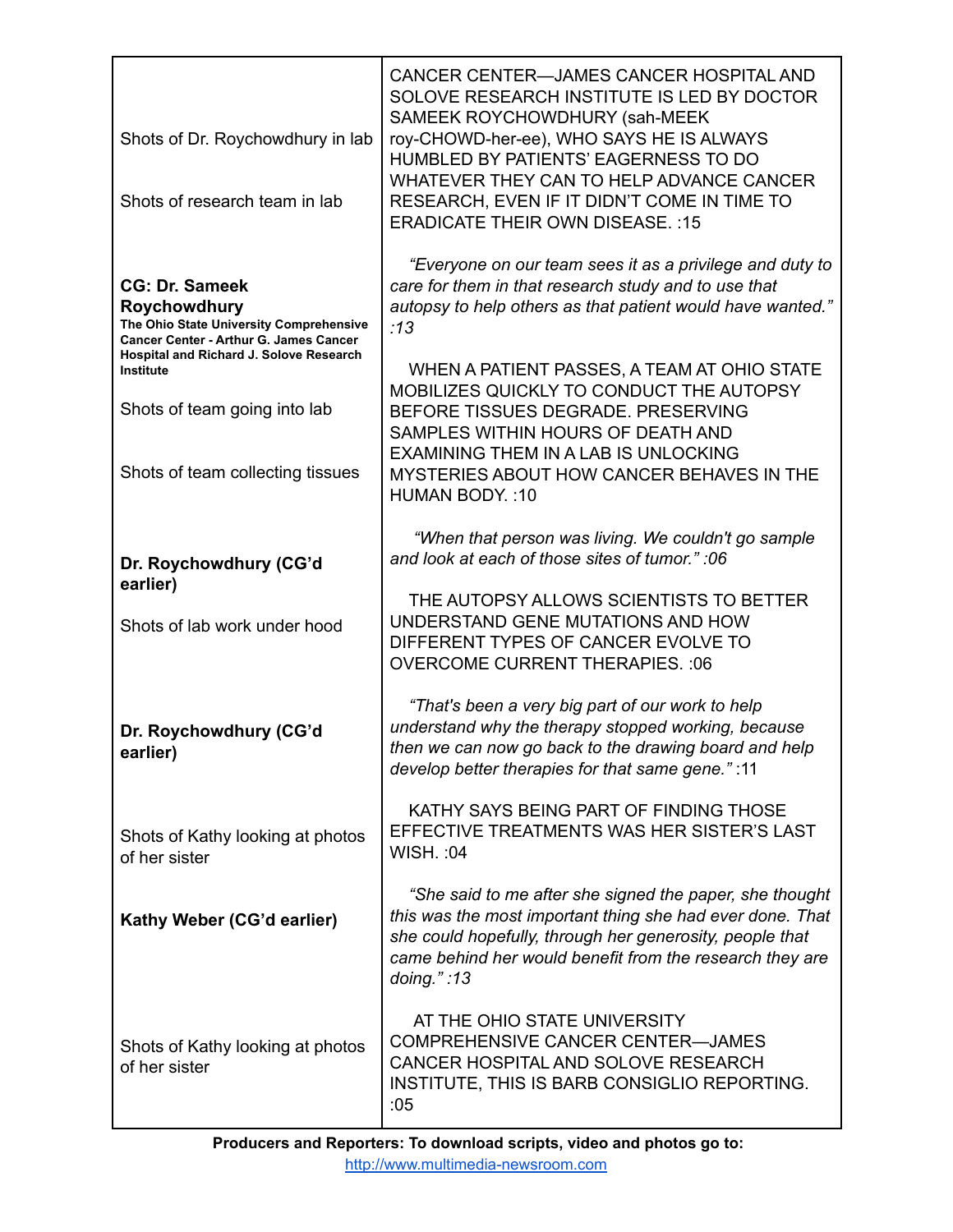| | |
|---|---|
| Shots of Dr. Roychowdhury in lab<br><br>Shots of research team in lab | CANCER CENTER—JAMES CANCER HOSPITAL AND SOLOVE RESEARCH INSTITUTE IS LED BY DOCTOR SAMEEK ROYCHOWDHURY (sah-MEEK roy-CHOWD-her-ee), WHO SAYS HE IS ALWAYS HUMBLED BY PATIENTS' EAGERNESS TO DO WHATEVER THEY CAN TO HELP ADVANCE CANCER RESEARCH, EVEN IF IT DIDN'T COME IN TIME TO ERADICATE THEIR OWN DISEASE. :15 |
| **CG: Dr. Sameek Roychowdhury**<br>**The Ohio State University Comprehensive Cancer Center - Arthur G. James Cancer Hospital and Richard J. Solove Research Institute** | *"Everyone on our team sees it as a privilege and duty to care for them in that research study and to use that autopsy to help others as that patient would have wanted." :13* |
| Shots of team going into lab<br><br>Shots of team collecting tissues | WHEN A PATIENT PASSES, A TEAM AT OHIO STATE MOBILIZES QUICKLY TO CONDUCT THE AUTOPSY BEFORE TISSUES DEGRADE. PRESERVING SAMPLES WITHIN HOURS OF DEATH AND EXAMINING THEM IN A LAB IS UNLOCKING MYSTERIES ABOUT HOW CANCER BEHAVES IN THE HUMAN BODY. :10 |
| **Dr. Roychowdhury (CG'd earlier)** | *"When that person was living. We couldn't go sample and look at each of those sites of tumor." :06* |
| Shots of lab work under hood | THE AUTOPSY ALLOWS SCIENTISTS TO BETTER UNDERSTAND GENE MUTATIONS AND HOW DIFFERENT TYPES OF CANCER EVOLVE TO OVERCOME CURRENT THERAPIES. :06 |
| **Dr. Roychowdhury (CG'd earlier)** | *"That's been a very big part of our work to help understand why the therapy stopped working, because then we can now go back to the drawing board and help develop better therapies for that same gene."* :11 |
| Shots of Kathy looking at photos of her sister | KATHY SAYS BEING PART OF FINDING THOSE EFFECTIVE TREATMENTS WAS HER SISTER'S LAST WISH. :04 |
| **Kathy Weber (CG'd earlier)** | *"She said to me after she signed the paper, she thought this was the most important thing she had ever done. That she could hopefully, through her generosity, people that came behind her would benefit from the research they are doing." :13* |
| Shots of Kathy looking at photos of her sister | AT THE OHIO STATE UNIVERSITY COMPREHENSIVE CANCER CENTER—JAMES CANCER HOSPITAL AND SOLOVE RESEARCH INSTITUTE, THIS IS BARB CONSIGLIO REPORTING. :05 |

**Producers and Reporters: To download scripts, video and photos go to:**
http://www.multimedia-newsroom.com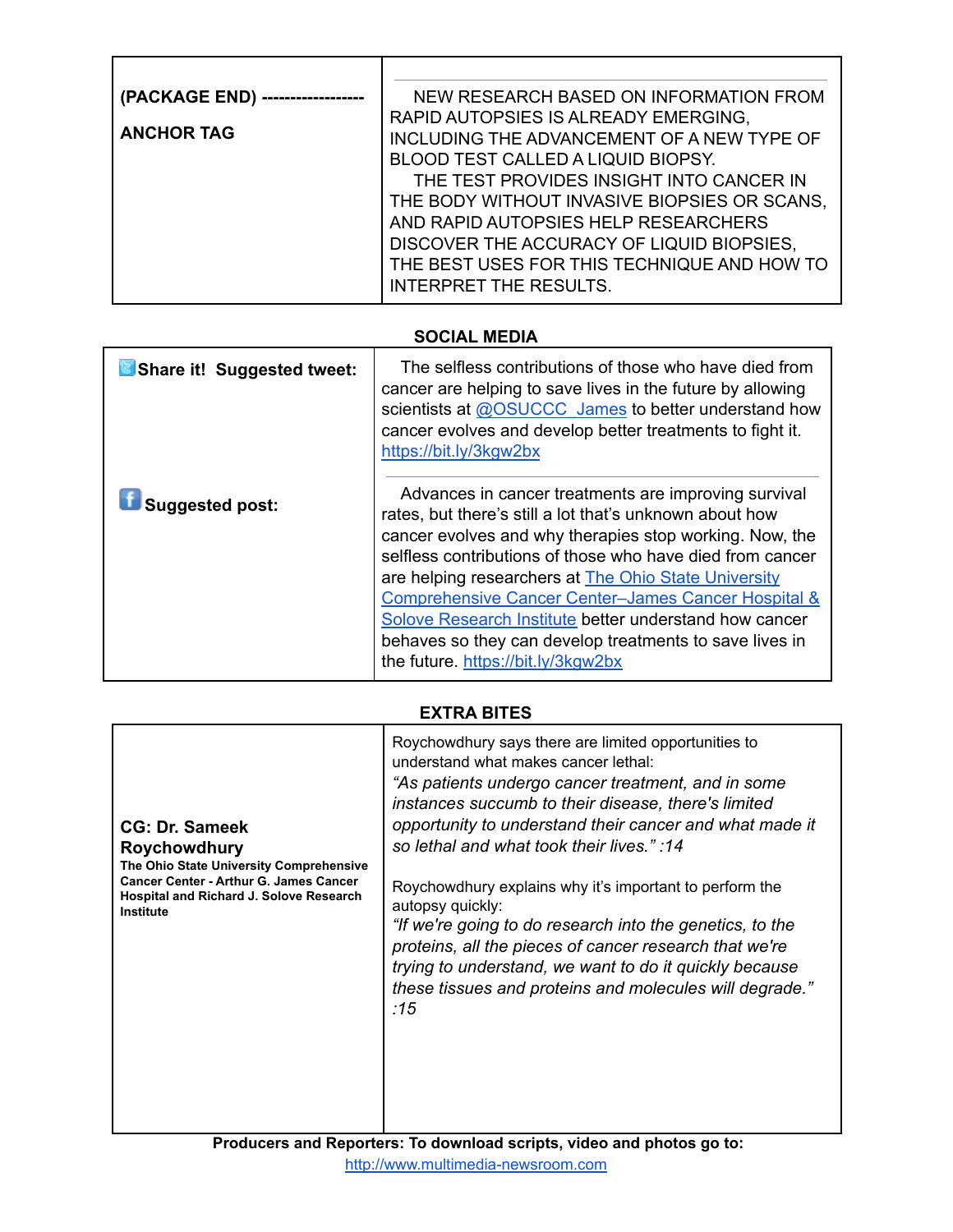| | |
|---|---|
| **(PACKAGE END) ------------------** <br><br> **ANCHOR TAG** | NEW RESEARCH BASED ON INFORMATION FROM RAPID AUTOPSIES IS ALREADY EMERGING, INCLUDING THE ADVANCEMENT OF A NEW TYPE OF BLOOD TEST CALLED A LIQUID BIOPSY. <br> THE TEST PROVIDES INSIGHT INTO CANCER IN THE BODY WITHOUT INVASIVE BIOPSIES OR SCANS, AND RAPID AUTOPSIES HELP RESEARCHERS DISCOVER THE ACCURACY OF LIQUID BIOPSIES, THE BEST USES FOR THIS TECHNIQUE AND HOW TO INTERPRET THE RESULTS. |

## SOCIAL MEDIA

| | |
|---|---|
| **Share it! Suggested tweet:** | The selfless contributions of those who have died from cancer are helping to save lives in the future by allowing scientists at @OSUCCC_James to better understand how cancer evolves and develop better treatments to fight it. https://bit.ly/3kgw2bx |
| **Suggested post:** | Advances in cancer treatments are improving survival rates, but there's still a lot that's unknown about how cancer evolves and why therapies stop working. Now, the selfless contributions of those who have died from cancer are helping researchers at The Ohio State University Comprehensive Cancer Center–James Cancer Hospital & Solove Research Institute better understand how cancer behaves so they can develop treatments to save lives in the future. https://bit.ly/3kgw2bx |

## EXTRA BITES

| | |
|---|---|
| **CG: Dr. Sameek Roychowdhury** <br> **The Ohio State University Comprehensive Cancer Center - Arthur G. James Cancer Hospital and Richard J. Solove Research Institute** | Roychowdhury says there are limited opportunities to understand what makes cancer lethal: <br> *"As patients undergo cancer treatment, and in some instances succumb to their disease, there's limited opportunity to understand their cancer and what made it so lethal and what took their lives." :14* <br><br> Roychowdhury explains why it's important to perform the autopsy quickly: <br> *"If we're going to do research into the genetics, to the proteins, all the pieces of cancer research that we're trying to understand, we want to do it quickly because these tissues and proteins and molecules will degrade." :15* |

**Producers and Reporters: To download scripts, video and photos go to:**
http://www.multimedia-newsroom.com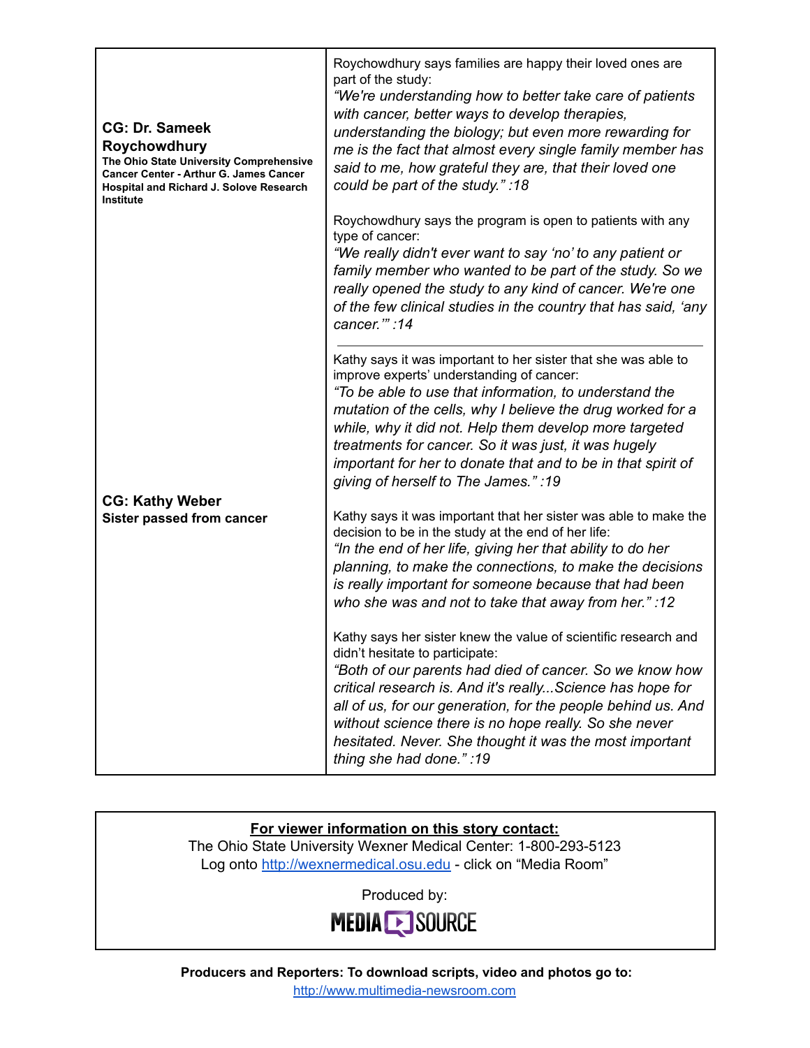| | |
|---|---|
| **CG: Dr. Sameek Roychowdhury**<br>**The Ohio State University Comprehensive Cancer Center - Arthur G. James Cancer Hospital and Richard J. Solove Research Institute** | Roychowdhury says families are happy their loved ones are part of the study:<br>*"We're understanding how to better take care of patients with cancer, better ways to develop therapies, understanding the biology; but even more rewarding for me is the fact that almost every single family member has said to me, how grateful they are, that their loved one could be part of the study." :18*<br><br>Roychowdhury says the program is open to patients with any type of cancer:<br>*"We really didn't ever want to say 'no' to any patient or family member who wanted to be part of the study. So we really opened the study to any kind of cancer. We're one of the few clinical studies in the country that has said, 'any cancer.'" :14* |
| **CG: Kathy Weber**<br>**Sister passed from cancer** | Kathy says it was important to her sister that she was able to improve experts' understanding of cancer:<br>*"To be able to use that information, to understand the mutation of the cells, why I believe the drug worked for a while, why it did not. Help them develop more targeted treatments for cancer. So it was just, it was hugely important for her to donate that and to be in that spirit of giving of herself to The James." :19*<br><br>Kathy says it was important that her sister was able to make the decision to be in the study at the end of her life:<br>*"In the end of her life, giving her that ability to do her planning, to make the connections, to make the decisions is really important for someone because that had been who she was and not to take that away from her." :12*<br><br>Kathy says her sister knew the value of scientific research and didn't hesitate to participate:<br>*"Both of our parents had died of cancer. So we know how critical research is. And it's really...Science has hope for all of us, for our generation, for the people behind us. And without science there is no hope really. So she never hesitated. Never. She thought it was the most important thing she had done." :19* |

**For viewer information on this story contact:**
The Ohio State University Wexner Medical Center: 1-800-293-5123
Log onto http://wexnermedical.osu.edu - click on "Media Room"

Produced by:
MEDIA SOURCE

**Producers and Reporters: To download scripts, video and photos go to:**
http://www.multimedia-newsroom.com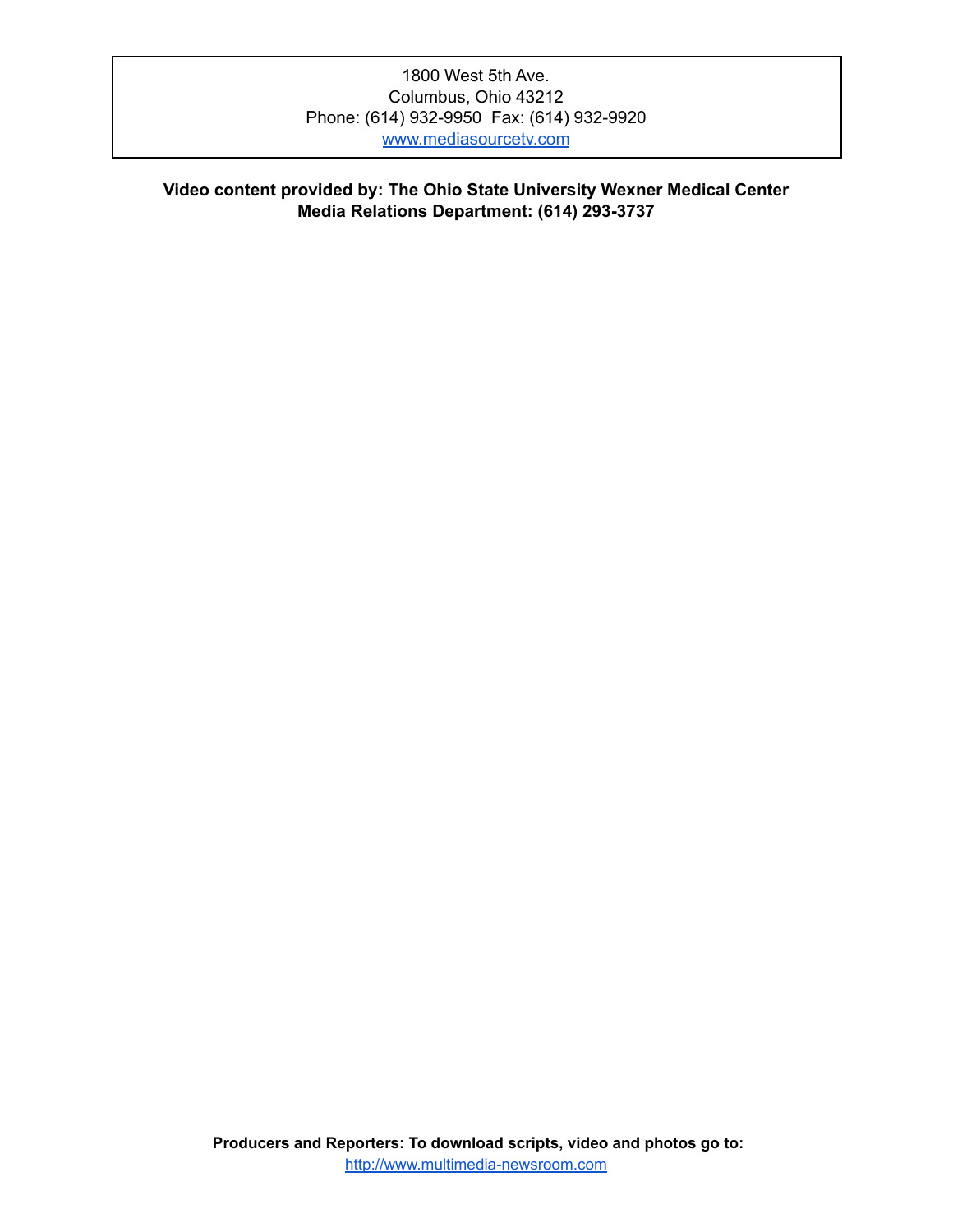1800 West 5th Ave.
Columbus, Ohio 43212
Phone: (614) 932-9950 Fax: (614) 932-9920
www.mediasourcetv.com

**Video content provided by: The Ohio State University Wexner Medical Center**
**Media Relations Department: (614) 293-3737**

**Producers and Reporters: To download scripts, video and photos go to:**
http://www.multimedia-newsroom.com